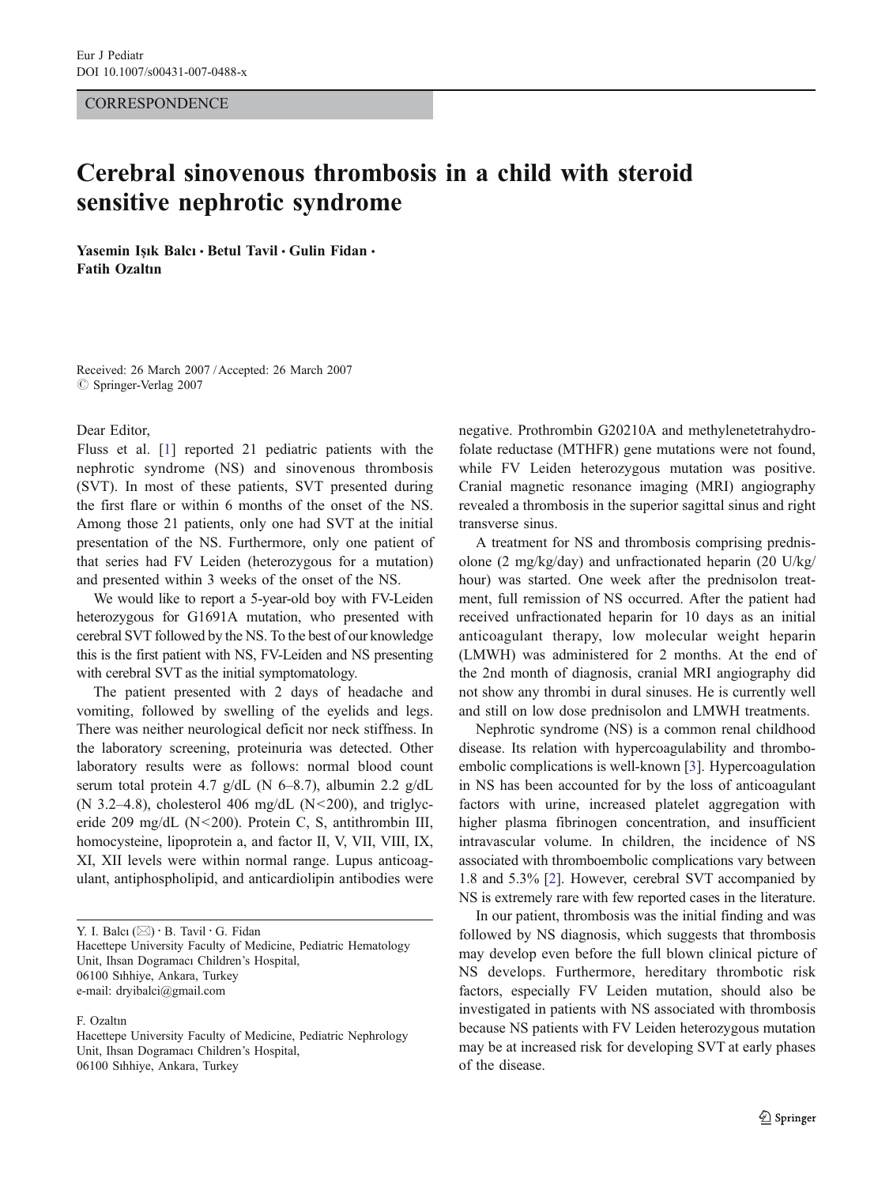CORRESPONDENCE

# Cerebral sinovenous thrombosis in a child with steroid sensitive nephrotic syndrome

**Yasemin Işık Balcı · Betul Tavil · Gulin Fidan · Fatih Ozaltın**

Received: 26 March 2007 / Accepted: 26 March 2007
© Springer-Verlag 2007

Dear Editor,

Fluss et al. [1] reported 21 pediatric patients with the nephrotic syndrome (NS) and sinovenous thrombosis (SVT). In most of these patients, SVT presented during the first flare or within 6 months of the onset of the NS. Among those 21 patients, only one had SVT at the initial presentation of the NS. Furthermore, only one patient of that series had FV Leiden (heterozygous for a mutation) and presented within 3 weeks of the onset of the NS.

We would like to report a 5-year-old boy with FV-Leiden heterozygous for G1691A mutation, who presented with cerebral SVT followed by the NS. To the best of our knowledge this is the first patient with NS, FV-Leiden and NS presenting with cerebral SVT as the initial symptomatology.

The patient presented with 2 days of headache and vomiting, followed by swelling of the eyelids and legs. There was neither neurological deficit nor neck stiffness. In the laboratory screening, proteinuria was detected. Other laboratory results were as follows: normal blood count serum total protein 4.7 g/dL (N 6–8.7), albumin 2.2 g/dL (N 3.2–4.8), cholesterol 406 mg/dL (N<200), and triglyceride 209 mg/dL (N<200). Protein C, S, antithrombin III, homocysteine, lipoprotein a, and factor II, V, VII, VIII, IX, XI, XII levels were within normal range. Lupus anticoagulant, antiphospholipid, and anticardiolipin antibodies were negative. Prothrombin G20210A and methylenetetrahydrofolate reductase (MTHFR) gene mutations were not found, while FV Leiden heterozygous mutation was positive. Cranial magnetic resonance imaging (MRI) angiography revealed a thrombosis in the superior sagittal sinus and right transverse sinus.

A treatment for NS and thrombosis comprising prednisolone (2 mg/kg/day) and unfractionated heparin (20 U/kg/hour) was started. One week after the prednisolon treatment, full remission of NS occurred. After the patient had received unfractionated heparin for 10 days as an initial anticoagulant therapy, low molecular weight heparin (LMWH) was administered for 2 months. At the end of the 2nd month of diagnosis, cranial MRI angiography did not show any thrombi in dural sinuses. He is currently well and still on low dose prednisolon and LMWH treatments.

Nephrotic syndrome (NS) is a common renal childhood disease. Its relation with hypercoagulability and thromboembolic complications is well-known [3]. Hypercoagulation in NS has been accounted for by the loss of anticoagulant factors with urine, increased platelet aggregation with higher plasma fibrinogen concentration, and insufficient intravascular volume. In children, the incidence of NS associated with thromboembolic complications vary between 1.8 and 5.3% [2]. However, cerebral SVT accompanied by NS is extremely rare with few reported cases in the literature.

In our patient, thrombosis was the initial finding and was followed by NS diagnosis, which suggests that thrombosis may develop even before the full blown clinical picture of NS develops. Furthermore, hereditary thrombotic risk factors, especially FV Leiden mutation, should also be investigated in patients with NS associated with thrombosis because NS patients with FV Leiden heterozygous mutation may be at increased risk for developing SVT at early phases of the disease.

---

Y. I. Balcı (✉) · B. Tavil · G. Fidan
Hacettepe University Faculty of Medicine, Pediatric Hematology Unit, Ihsan Dogramacı Children's Hospital,
06100 Sıhhiye, Ankara, Turkey
e-mail: dryibalci@gmail.com

F. Ozaltın
Hacettepe University Faculty of Medicine, Pediatric Nephrology Unit, Ihsan Dogramacı Children's Hospital,
06100 Sıhhiye, Ankara, Turkey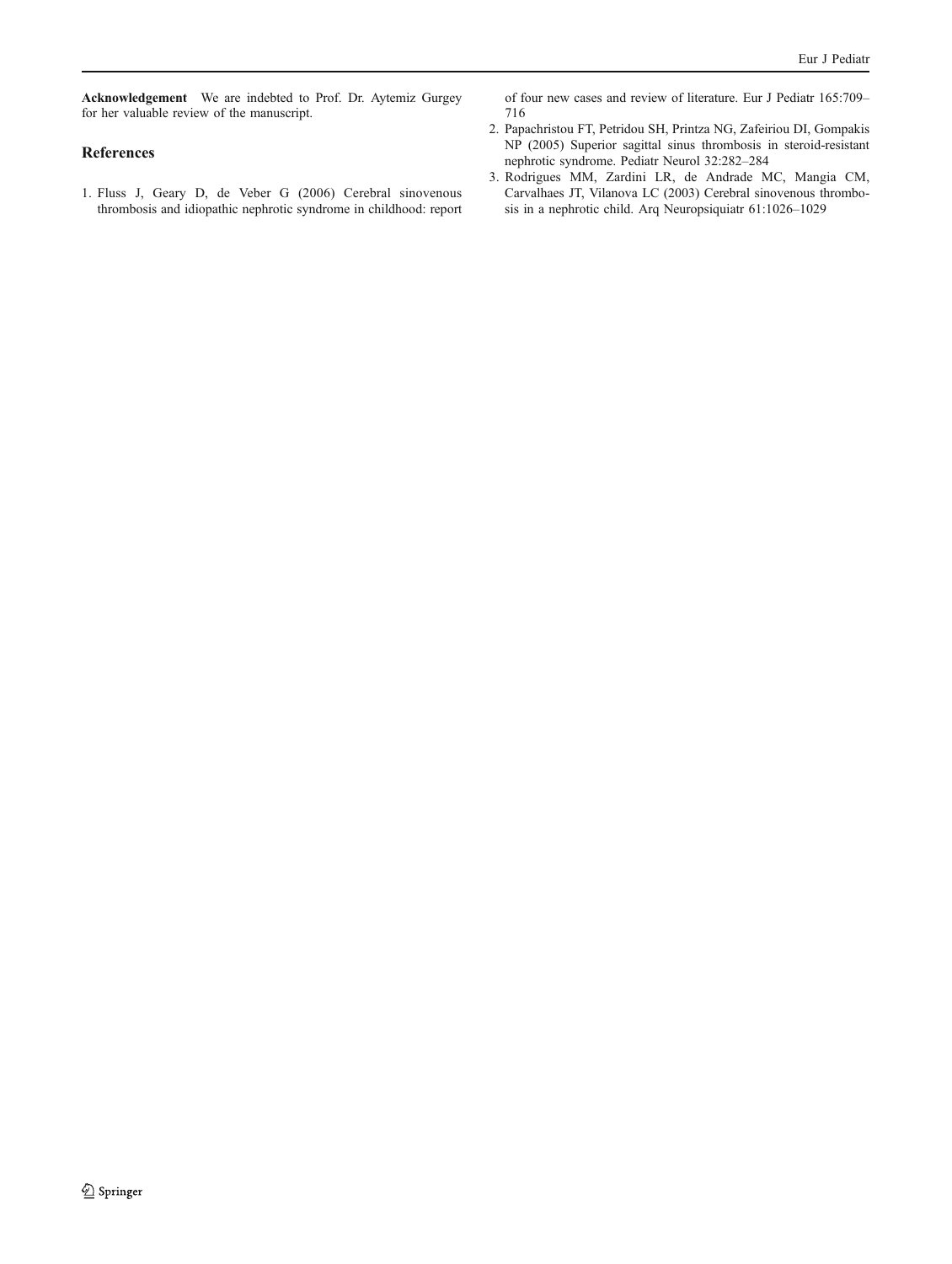**Acknowledgement** We are indebted to Prof. Dr. Aytemiz Gurgey for her valuable review of the manuscript.

## References

1. Fluss J, Geary D, de Veber G (2006) Cerebral sinovenous thrombosis and idiopathic nephrotic syndrome in childhood: report of four new cases and review of literature. Eur J Pediatr 165:709–716
2. Papachristou FT, Petridou SH, Printza NG, Zafeiriou DI, Gompakis NP (2005) Superior sagittal sinus thrombosis in steroid-resistant nephrotic syndrome. Pediatr Neurol 32:282–284
3. Rodrigues MM, Zardini LR, de Andrade MC, Mangia CM, Carvalhaes JT, Vilanova LC (2003) Cerebral sinovenous thrombosis in a nephrotic child. Arq Neuropsiquiatr 61:1026–1029